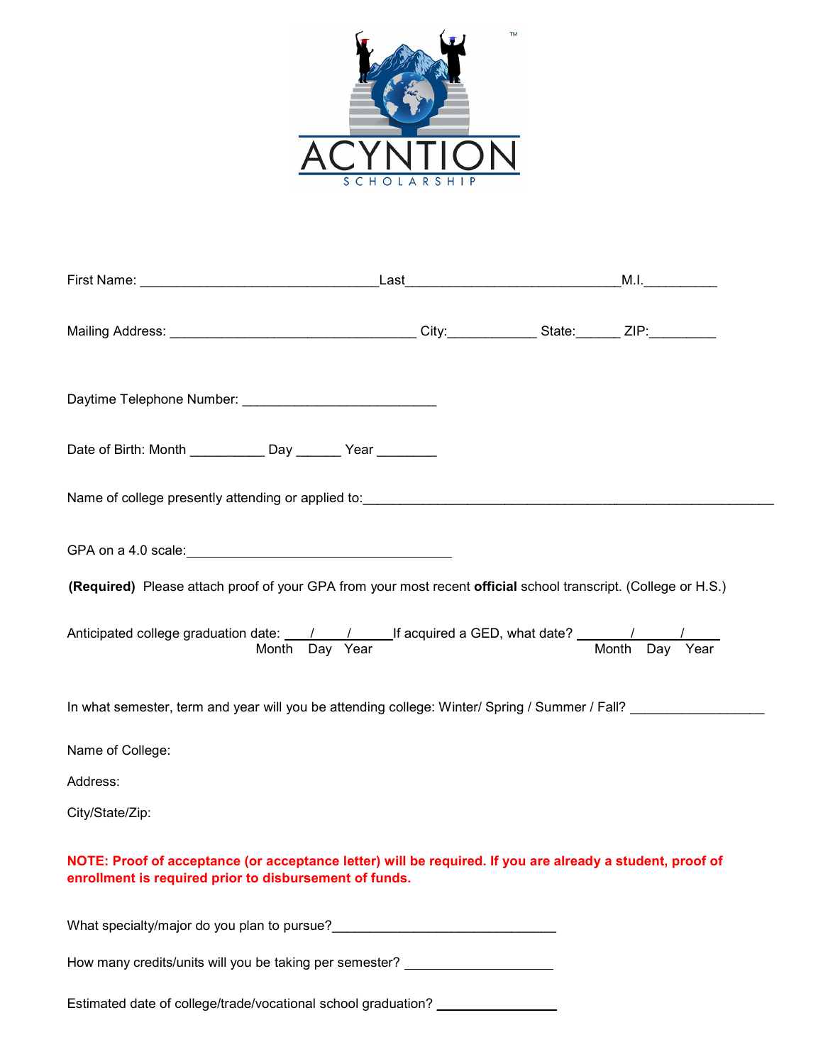ACYNTION™

SCHOLARSHIP

First Name: _______________________________ Last___________________________ M.I.__________

Mailing Address: ________________________________ City:____________ State:______ ZIP:_________

Daytime Telephone Number: _________________________

Date of Birth: Month __________ Day ______ Year ________

Name of college presently attending or applied to:_____________________________________________________

GPA on a 4.0 scale:__________________________________

**(Required)** Please attach proof of your GPA from your most recent **official** school transcript. (College or H.S.)

Anticipated college graduation date: ____/____/______ (Month Day Year) If acquired a GED, what date? _______/______/_____ (Month Day Year)

In what semester, term and year will you be attending college: Winter/ Spring / Summer / Fall? __________________

Name of College:

Address:

City/State/Zip:

**NOTE: Proof of acceptance (or acceptance letter) will be required. If you are already a student, proof of enrollment is required prior to disbursement of funds.**

What specialty/major do you plan to pursue?_____________________________

How many credits/units will you be taking per semester? ____________________

Estimated date of college/trade/vocational school graduation? ________________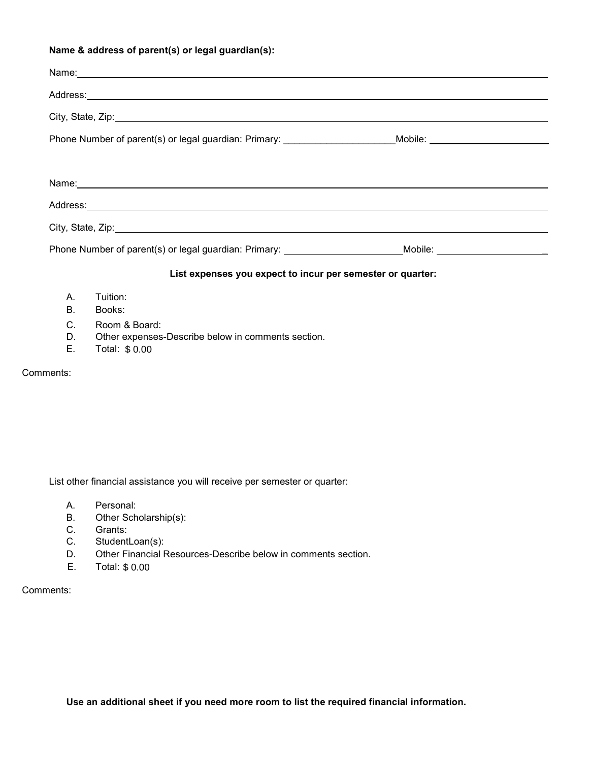**Name & address of parent(s) or legal guardian(s):**

Name:

Address:

City, State, Zip:

Phone Number of parent(s) or legal guardian: Primary: ____________________Mobile:

Name:

Address:

City, State, Zip:

Phone Number of parent(s) or legal guardian: Primary: ____________________Mobile: ____________________

**List expenses you expect to incur per semester or quarter:**

A. Tuition:
B. Books:
C. Room & Board:
D. Other expenses-Describe below in comments section.
E. Total: $ 0.00

Comments:

List other financial assistance you will receive per semester or quarter:

A. Personal:
B. Other Scholarship(s):
C. Grants:
C. StudentLoan(s):
D. Other Financial Resources-Describe below in comments section.
E. Total: $ 0.00

Comments:

**Use an additional sheet if you need more room to list the required financial information.**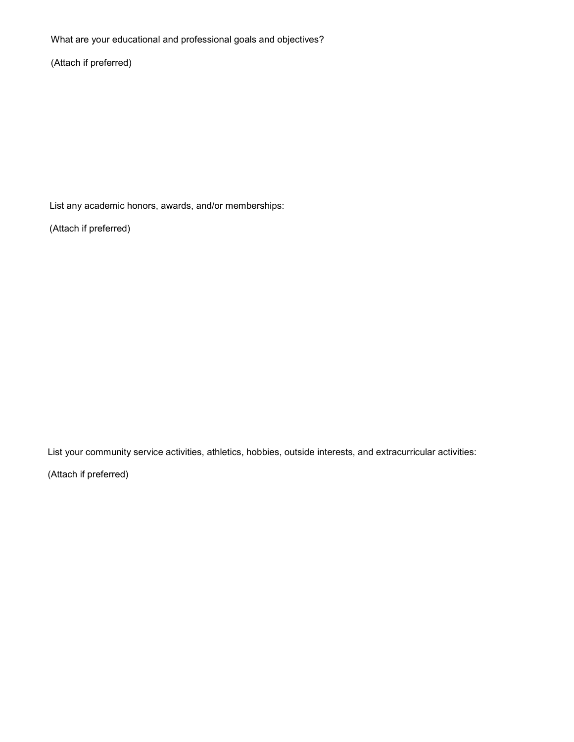What are your educational and professional goals and objectives?

(Attach if preferred)

List any academic honors, awards, and/or memberships:

(Attach if preferred)

List your community service activities, athletics, hobbies, outside interests, and extracurricular activities:

(Attach if preferred)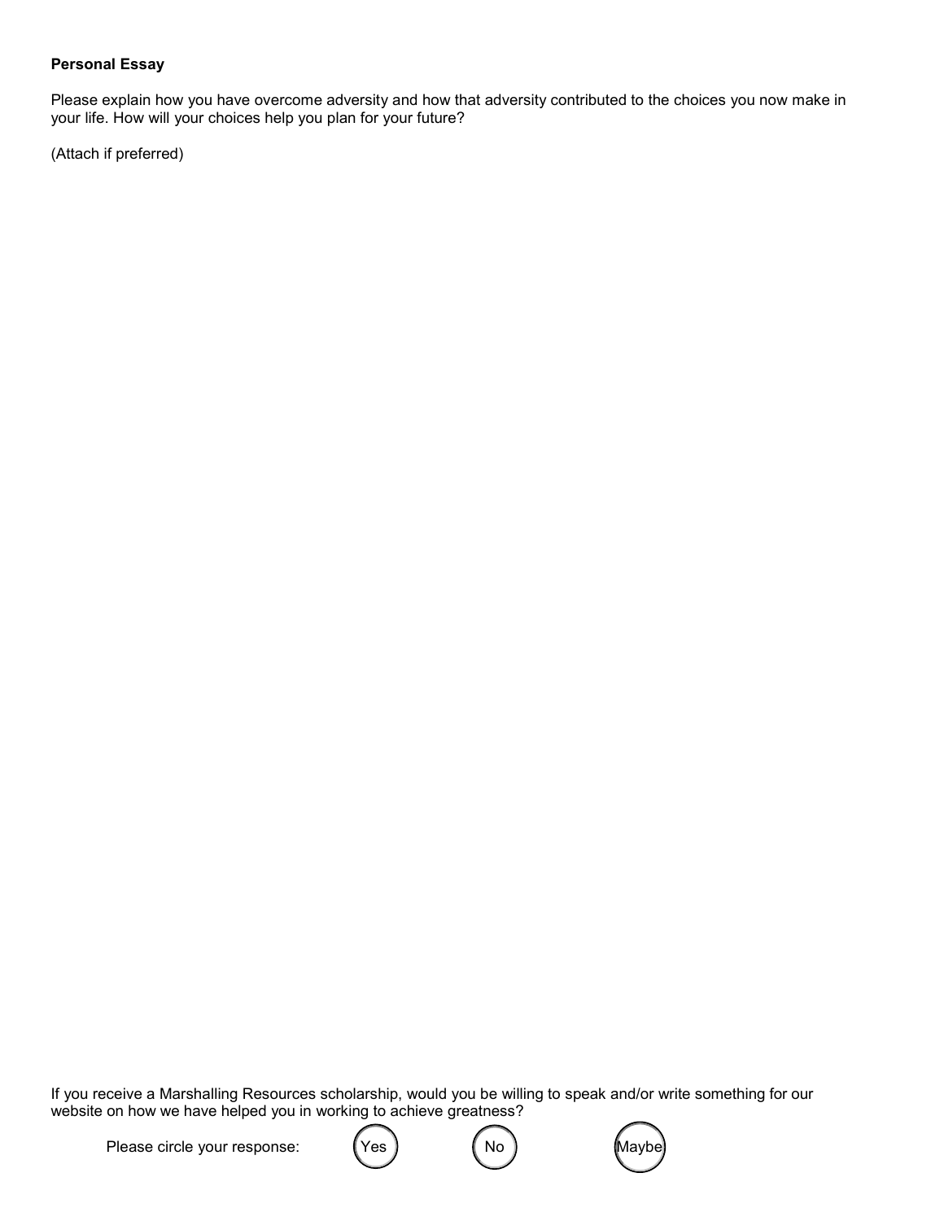**Personal Essay**

Please explain how you have overcome adversity and how that adversity contributed to the choices you now make in your life. How will your choices help you plan for your future?

(Attach if preferred)

If you receive a Marshalling Resources scholarship, would you be willing to speak and/or write something for our website on how we have helped you in working to achieve greatness?

Please circle your response: Yes No Maybe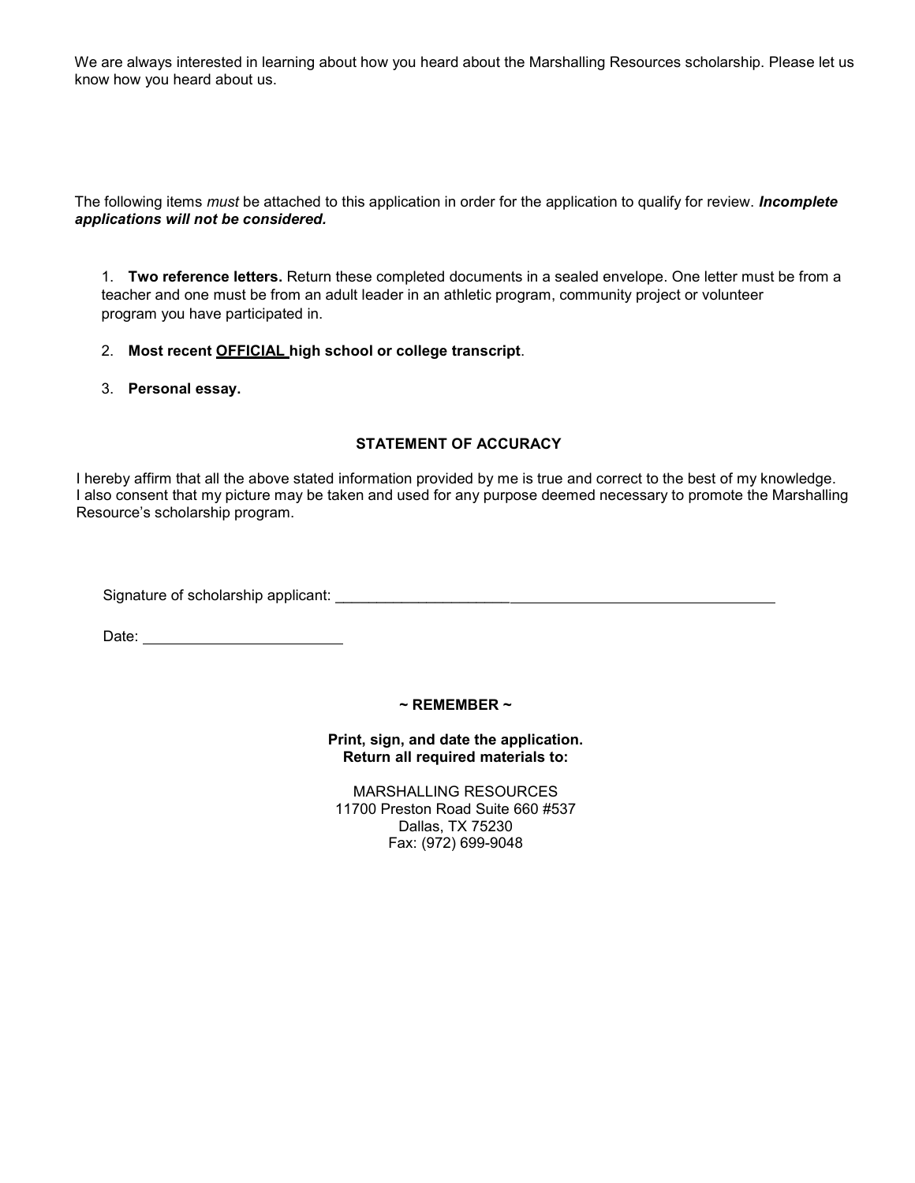We are always interested in learning about how you heard about the Marshalling Resources scholarship. Please let us know how you heard about us.

The following items *must* be attached to this application in order for the application to qualify for review. ***Incomplete applications will not be considered.***

1. **Two reference letters.** Return these completed documents in a sealed envelope. One letter must be from a teacher and one must be from an adult leader in an athletic program, community project or volunteer program you have participated in.

2. **Most recent OFFICIAL high school or college transcript**.

3. **Personal essay.**

### STATEMENT OF ACCURACY

I hereby affirm that all the above stated information provided by me is true and correct to the best of my knowledge. I also consent that my picture may be taken and used for any purpose deemed necessary to promote the Marshalling Resource's scholarship program.

Signature of scholarship applicant: ______________________________________________________

Date: ________________________

**~ REMEMBER ~**

**Print, sign, and date the application.**
**Return all required materials to:**

MARSHALLING RESOURCES
11700 Preston Road Suite 660 #537
Dallas, TX 75230
Fax: (972) 699-9048